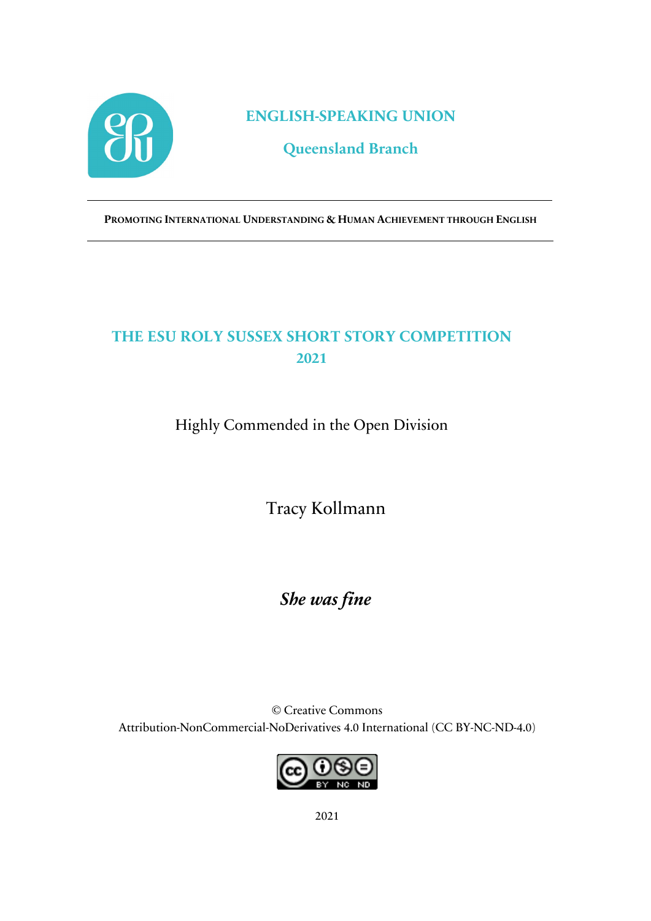# ENGLISH-SPEAKING UNION

## Queensland Branch

---

**PROMOTING INTERNATIONAL UNDERSTANDING & HUMAN ACHIEVEMENT THROUGH ENGLISH**

---

## THE ESU ROLY SUSSEX SHORT STORY COMPETITION 2021

Highly Commended in the Open Division

Tracy Kollmann

***She was fine***

© Creative Commons
Attribution-NonCommercial-NoDerivatives 4.0 International (CC BY-NC-ND-4.0)

2021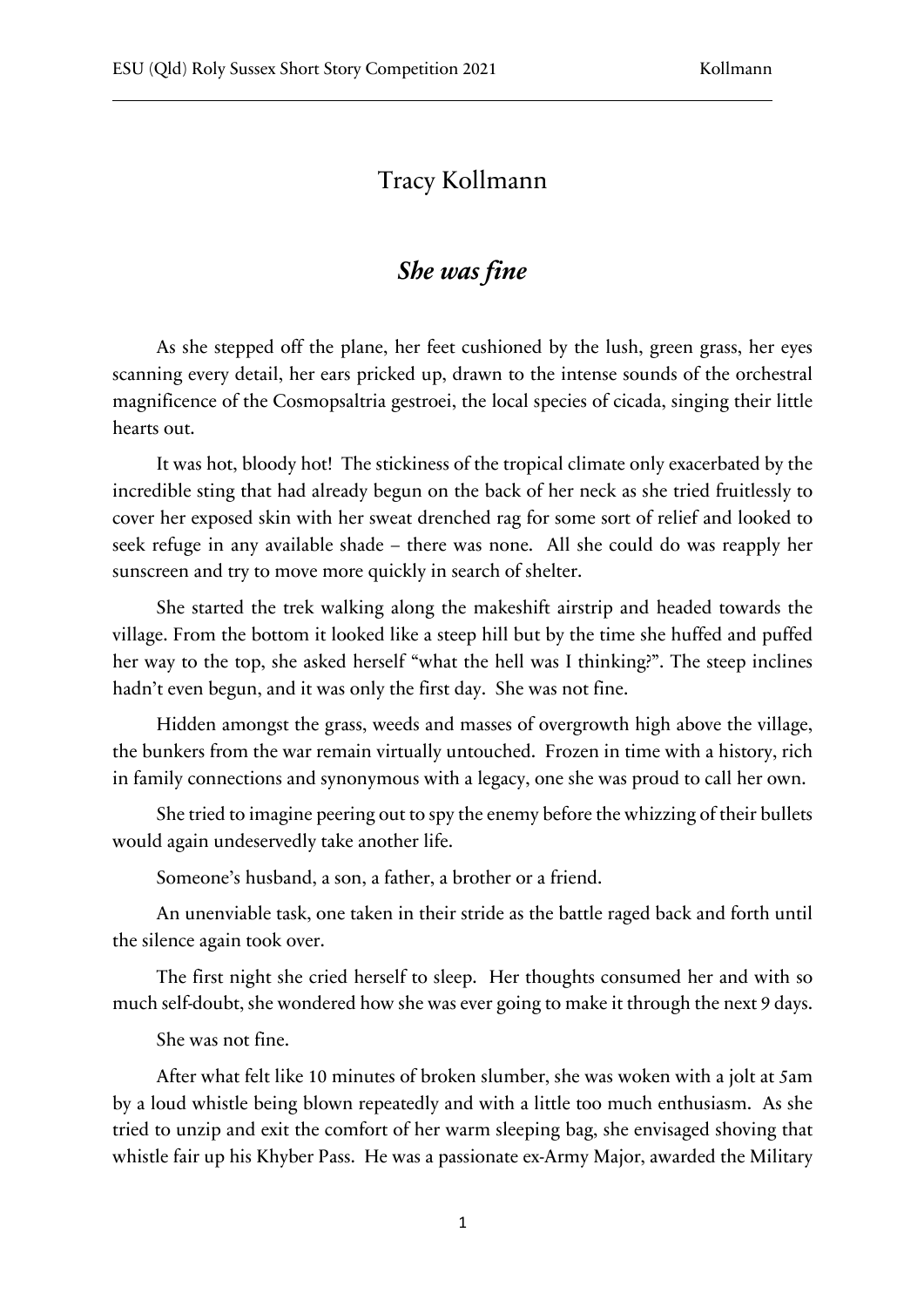# Tracy Kollmann

## *She was fine*

As she stepped off the plane, her feet cushioned by the lush, green grass, her eyes scanning every detail, her ears pricked up, drawn to the intense sounds of the orchestral magnificence of the Cosmopsaltria gestroei, the local species of cicada, singing their little hearts out.

It was hot, bloody hot! The stickiness of the tropical climate only exacerbated by the incredible sting that had already begun on the back of her neck as she tried fruitlessly to cover her exposed skin with her sweat drenched rag for some sort of relief and looked to seek refuge in any available shade – there was none. All she could do was reapply her sunscreen and try to move more quickly in search of shelter.

She started the trek walking along the makeshift airstrip and headed towards the village. From the bottom it looked like a steep hill but by the time she huffed and puffed her way to the top, she asked herself "what the hell was I thinking?". The steep inclines hadn't even begun, and it was only the first day. She was not fine.

Hidden amongst the grass, weeds and masses of overgrowth high above the village, the bunkers from the war remain virtually untouched. Frozen in time with a history, rich in family connections and synonymous with a legacy, one she was proud to call her own.

She tried to imagine peering out to spy the enemy before the whizzing of their bullets would again undeservedly take another life.

Someone's husband, a son, a father, a brother or a friend.

An unenviable task, one taken in their stride as the battle raged back and forth until the silence again took over.

The first night she cried herself to sleep. Her thoughts consumed her and with so much self-doubt, she wondered how she was ever going to make it through the next 9 days.

She was not fine.

After what felt like 10 minutes of broken slumber, she was woken with a jolt at 5am by a loud whistle being blown repeatedly and with a little too much enthusiasm. As she tried to unzip and exit the comfort of her warm sleeping bag, she envisaged shoving that whistle fair up his Khyber Pass. He was a passionate ex-Army Major, awarded the Military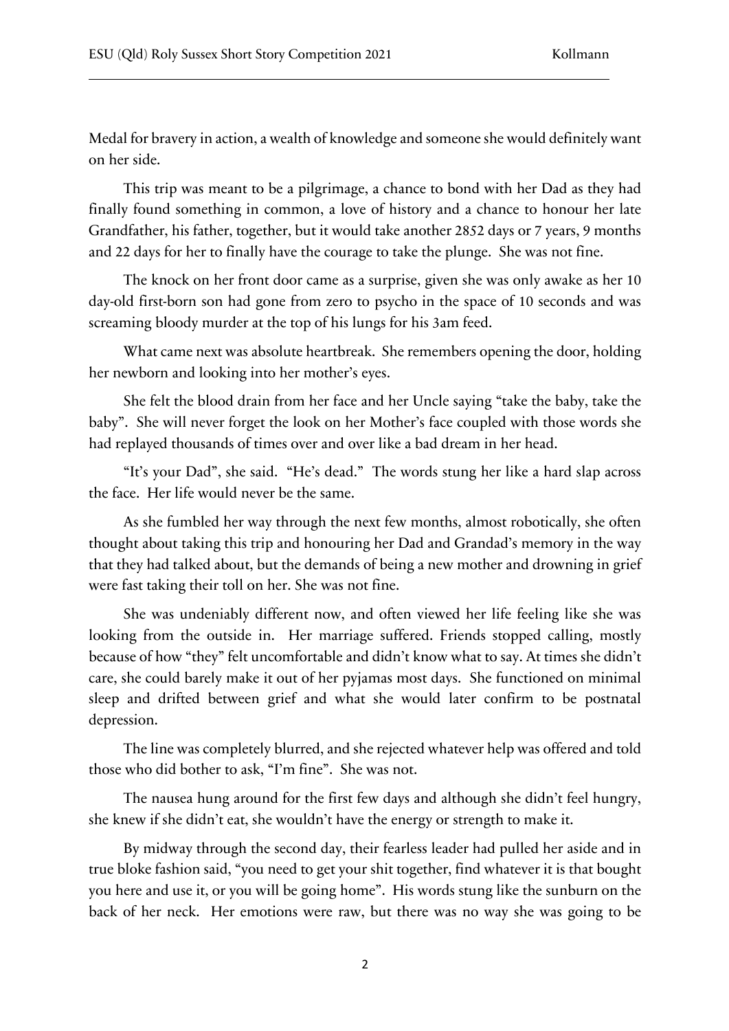Medal for bravery in action, a wealth of knowledge and someone she would definitely want on her side.

This trip was meant to be a pilgrimage, a chance to bond with her Dad as they had finally found something in common, a love of history and a chance to honour her late Grandfather, his father, together, but it would take another 2852 days or 7 years, 9 months and 22 days for her to finally have the courage to take the plunge. She was not fine.

The knock on her front door came as a surprise, given she was only awake as her 10 day-old first-born son had gone from zero to psycho in the space of 10 seconds and was screaming bloody murder at the top of his lungs for his 3am feed.

What came next was absolute heartbreak. She remembers opening the door, holding her newborn and looking into her mother's eyes.

She felt the blood drain from her face and her Uncle saying "take the baby, take the baby". She will never forget the look on her Mother's face coupled with those words she had replayed thousands of times over and over like a bad dream in her head.

"It's your Dad", she said. "He's dead." The words stung her like a hard slap across the face. Her life would never be the same.

As she fumbled her way through the next few months, almost robotically, she often thought about taking this trip and honouring her Dad and Grandad's memory in the way that they had talked about, but the demands of being a new mother and drowning in grief were fast taking their toll on her. She was not fine.

She was undeniably different now, and often viewed her life feeling like she was looking from the outside in. Her marriage suffered. Friends stopped calling, mostly because of how "they" felt uncomfortable and didn't know what to say. At times she didn't care, she could barely make it out of her pyjamas most days. She functioned on minimal sleep and drifted between grief and what she would later confirm to be postnatal depression.

The line was completely blurred, and she rejected whatever help was offered and told those who did bother to ask, "I'm fine". She was not.

The nausea hung around for the first few days and although she didn't feel hungry, she knew if she didn't eat, she wouldn't have the energy or strength to make it.

By midway through the second day, their fearless leader had pulled her aside and in true bloke fashion said, "you need to get your shit together, find whatever it is that bought you here and use it, or you will be going home". His words stung like the sunburn on the back of her neck. Her emotions were raw, but there was no way she was going to be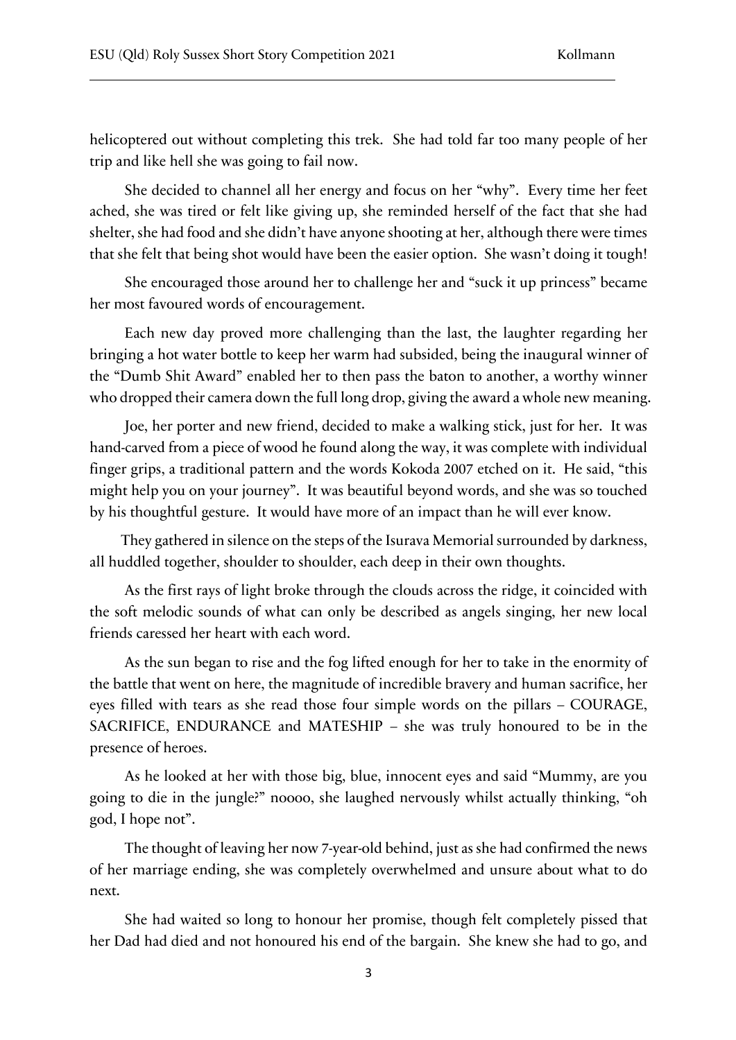helicoptered out without completing this trek. She had told far too many people of her trip and like hell she was going to fail now.

She decided to channel all her energy and focus on her "why". Every time her feet ached, she was tired or felt like giving up, she reminded herself of the fact that she had shelter, she had food and she didn't have anyone shooting at her, although there were times that she felt that being shot would have been the easier option. She wasn't doing it tough!

She encouraged those around her to challenge her and "suck it up princess" became her most favoured words of encouragement.

Each new day proved more challenging than the last, the laughter regarding her bringing a hot water bottle to keep her warm had subsided, being the inaugural winner of the "Dumb Shit Award" enabled her to then pass the baton to another, a worthy winner who dropped their camera down the full long drop, giving the award a whole new meaning.

Joe, her porter and new friend, decided to make a walking stick, just for her. It was hand-carved from a piece of wood he found along the way, it was complete with individual finger grips, a traditional pattern and the words Kokoda 2007 etched on it. He said, "this might help you on your journey". It was beautiful beyond words, and she was so touched by his thoughtful gesture. It would have more of an impact than he will ever know.

They gathered in silence on the steps of the Isurava Memorial surrounded by darkness, all huddled together, shoulder to shoulder, each deep in their own thoughts.

As the first rays of light broke through the clouds across the ridge, it coincided with the soft melodic sounds of what can only be described as angels singing, her new local friends caressed her heart with each word.

As the sun began to rise and the fog lifted enough for her to take in the enormity of the battle that went on here, the magnitude of incredible bravery and human sacrifice, her eyes filled with tears as she read those four simple words on the pillars – COURAGE, SACRIFICE, ENDURANCE and MATESHIP – she was truly honoured to be in the presence of heroes.

As he looked at her with those big, blue, innocent eyes and said "Mummy, are you going to die in the jungle?" noooo, she laughed nervously whilst actually thinking, "oh god, I hope not".

The thought of leaving her now 7-year-old behind, just as she had confirmed the news of her marriage ending, she was completely overwhelmed and unsure about what to do next.

She had waited so long to honour her promise, though felt completely pissed that her Dad had died and not honoured his end of the bargain. She knew she had to go, and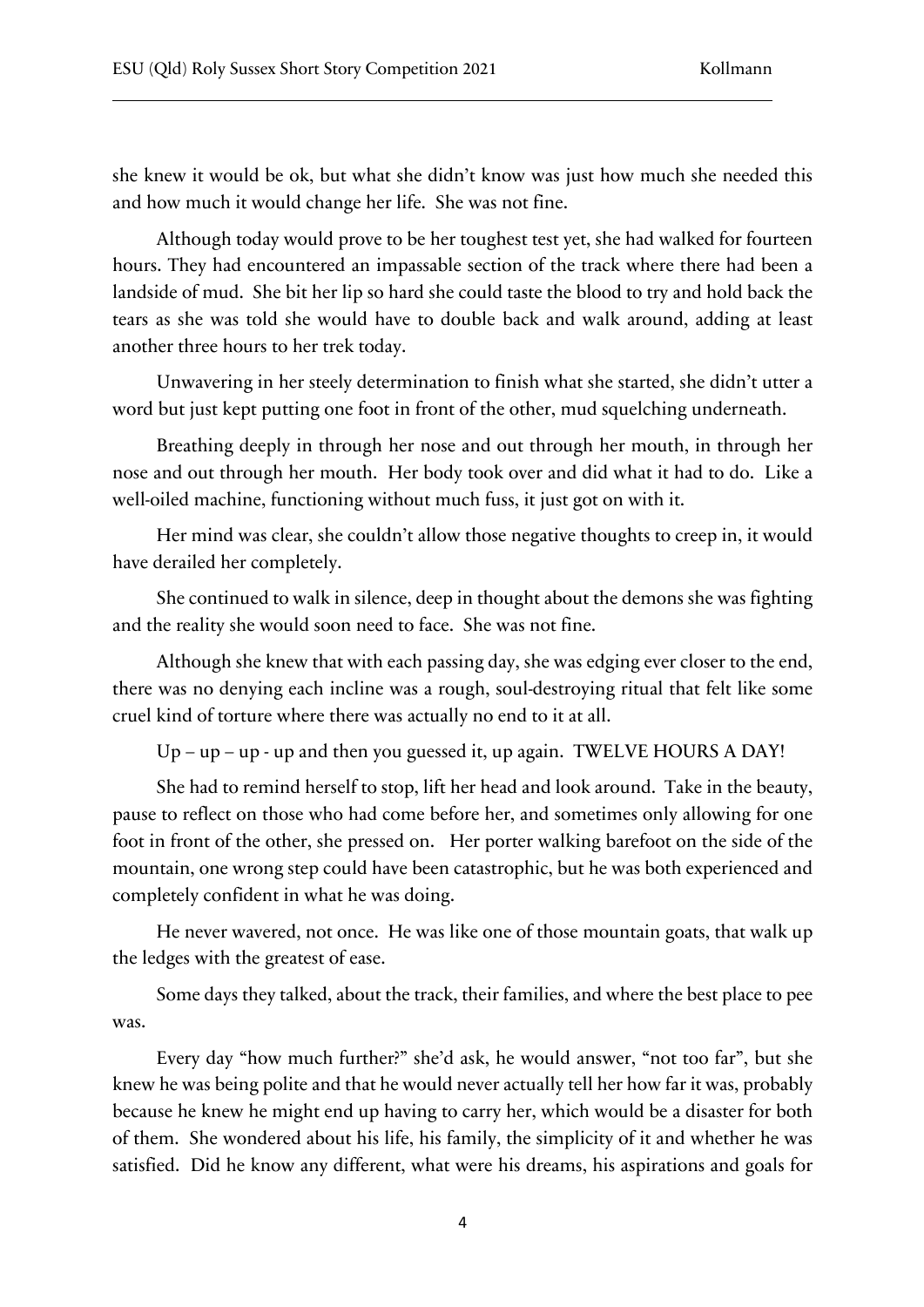she knew it would be ok, but what she didn't know was just how much she needed this and how much it would change her life. She was not fine.

Although today would prove to be her toughest test yet, she had walked for fourteen hours. They had encountered an impassable section of the track where there had been a landside of mud. She bit her lip so hard she could taste the blood to try and hold back the tears as she was told she would have to double back and walk around, adding at least another three hours to her trek today.

Unwavering in her steely determination to finish what she started, she didn't utter a word but just kept putting one foot in front of the other, mud squelching underneath.

Breathing deeply in through her nose and out through her mouth, in through her nose and out through her mouth. Her body took over and did what it had to do. Like a well-oiled machine, functioning without much fuss, it just got on with it.

Her mind was clear, she couldn't allow those negative thoughts to creep in, it would have derailed her completely.

She continued to walk in silence, deep in thought about the demons she was fighting and the reality she would soon need to face. She was not fine.

Although she knew that with each passing day, she was edging ever closer to the end, there was no denying each incline was a rough, soul-destroying ritual that felt like some cruel kind of torture where there was actually no end to it at all.

Up – up – up - up and then you guessed it, up again. TWELVE HOURS A DAY!

She had to remind herself to stop, lift her head and look around. Take in the beauty, pause to reflect on those who had come before her, and sometimes only allowing for one foot in front of the other, she pressed on. Her porter walking barefoot on the side of the mountain, one wrong step could have been catastrophic, but he was both experienced and completely confident in what he was doing.

He never wavered, not once. He was like one of those mountain goats, that walk up the ledges with the greatest of ease.

Some days they talked, about the track, their families, and where the best place to pee was.

Every day "how much further?" she'd ask, he would answer, "not too far", but she knew he was being polite and that he would never actually tell her how far it was, probably because he knew he might end up having to carry her, which would be a disaster for both of them. She wondered about his life, his family, the simplicity of it and whether he was satisfied. Did he know any different, what were his dreams, his aspirations and goals for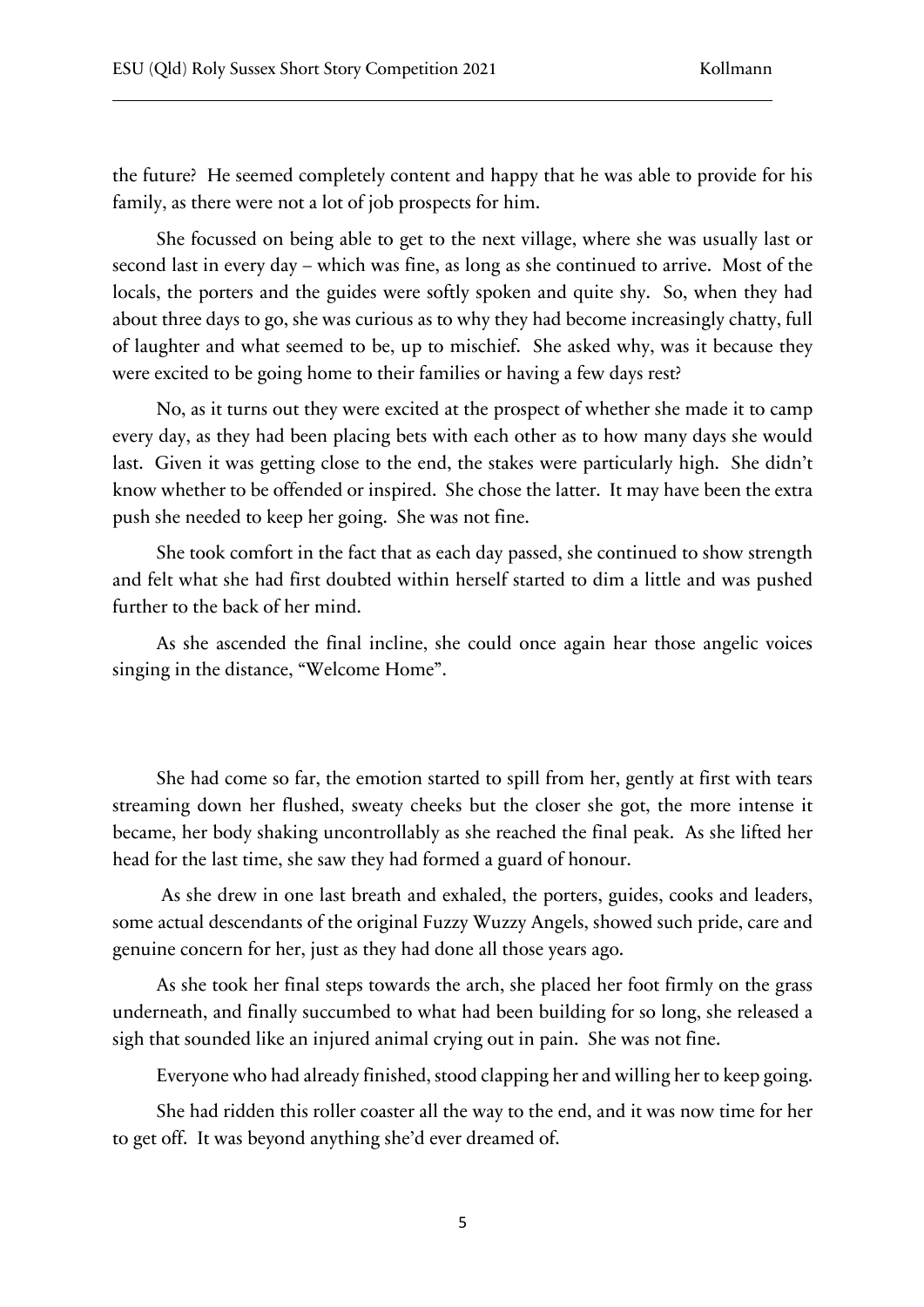the future? He seemed completely content and happy that he was able to provide for his family, as there were not a lot of job prospects for him.

She focussed on being able to get to the next village, where she was usually last or second last in every day – which was fine, as long as she continued to arrive. Most of the locals, the porters and the guides were softly spoken and quite shy. So, when they had about three days to go, she was curious as to why they had become increasingly chatty, full of laughter and what seemed to be, up to mischief. She asked why, was it because they were excited to be going home to their families or having a few days rest?

No, as it turns out they were excited at the prospect of whether she made it to camp every day, as they had been placing bets with each other as to how many days she would last. Given it was getting close to the end, the stakes were particularly high. She didn't know whether to be offended or inspired. She chose the latter. It may have been the extra push she needed to keep her going. She was not fine.

She took comfort in the fact that as each day passed, she continued to show strength and felt what she had first doubted within herself started to dim a little and was pushed further to the back of her mind.

As she ascended the final incline, she could once again hear those angelic voices singing in the distance, "Welcome Home".

She had come so far, the emotion started to spill from her, gently at first with tears streaming down her flushed, sweaty cheeks but the closer she got, the more intense it became, her body shaking uncontrollably as she reached the final peak. As she lifted her head for the last time, she saw they had formed a guard of honour.

As she drew in one last breath and exhaled, the porters, guides, cooks and leaders, some actual descendants of the original Fuzzy Wuzzy Angels, showed such pride, care and genuine concern for her, just as they had done all those years ago.

As she took her final steps towards the arch, she placed her foot firmly on the grass underneath, and finally succumbed to what had been building for so long, she released a sigh that sounded like an injured animal crying out in pain. She was not fine.

Everyone who had already finished, stood clapping her and willing her to keep going.

She had ridden this roller coaster all the way to the end, and it was now time for her to get off. It was beyond anything she'd ever dreamed of.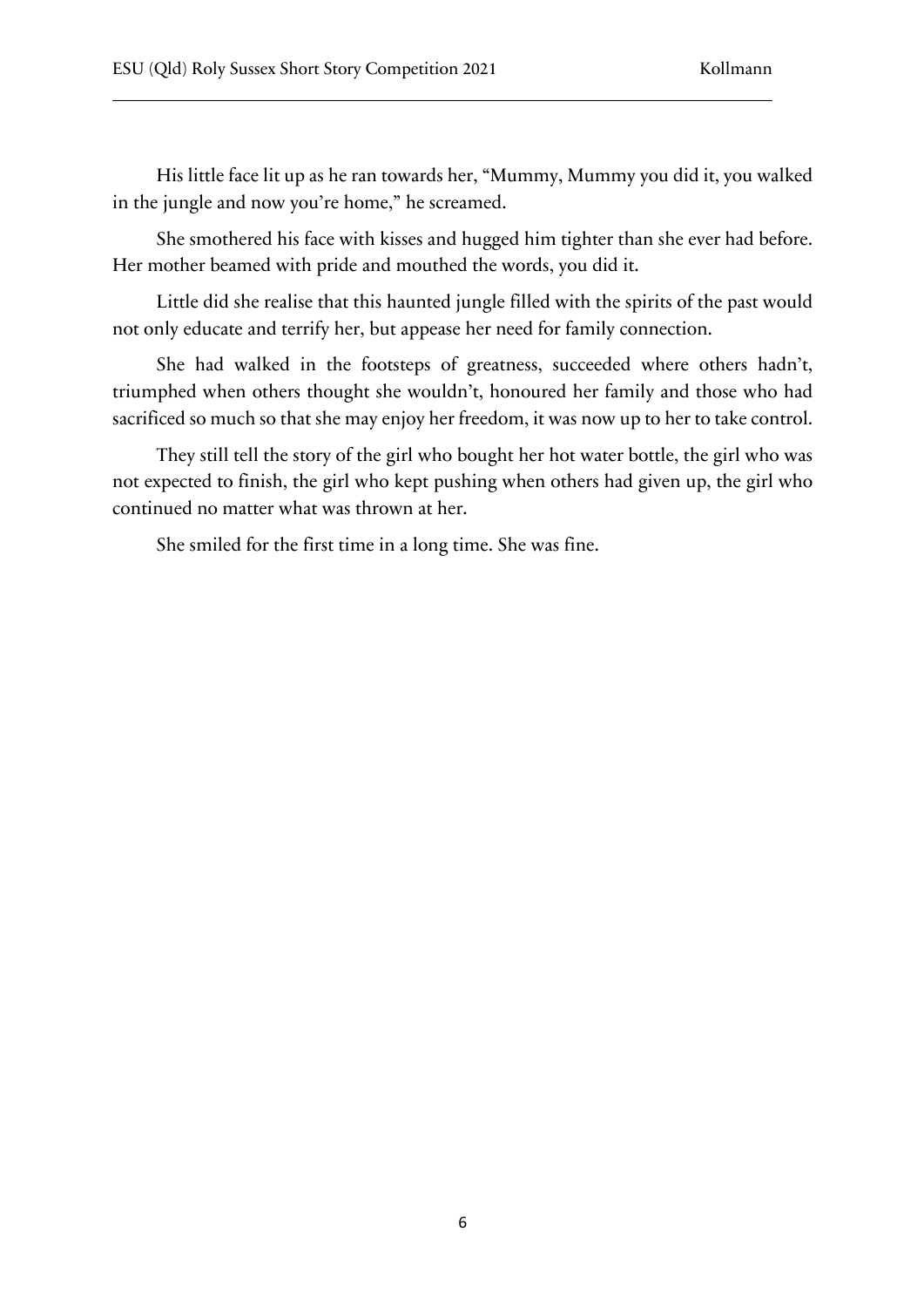His little face lit up as he ran towards her, "Mummy, Mummy you did it, you walked in the jungle and now you're home," he screamed.

She smothered his face with kisses and hugged him tighter than she ever had before. Her mother beamed with pride and mouthed the words, you did it.

Little did she realise that this haunted jungle filled with the spirits of the past would not only educate and terrify her, but appease her need for family connection.

She had walked in the footsteps of greatness, succeeded where others hadn't, triumphed when others thought she wouldn't, honoured her family and those who had sacrificed so much so that she may enjoy her freedom, it was now up to her to take control.

They still tell the story of the girl who bought her hot water bottle, the girl who was not expected to finish, the girl who kept pushing when others had given up, the girl who continued no matter what was thrown at her.

She smiled for the first time in a long time. She was fine.